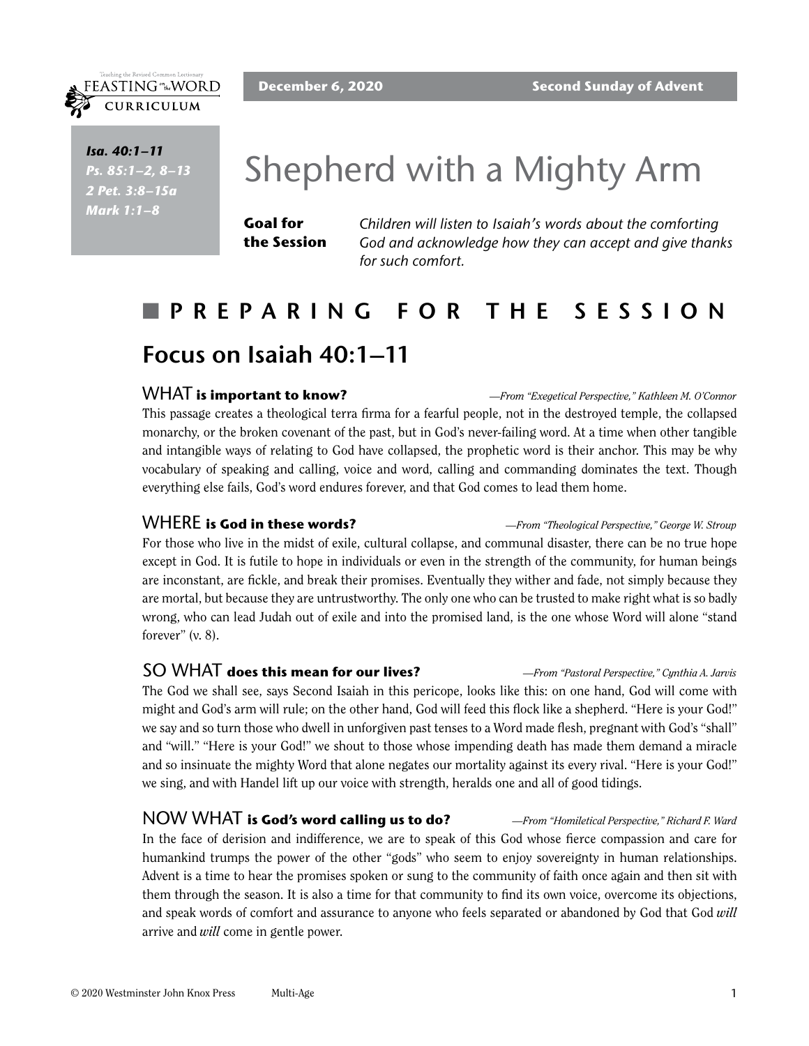December 6, 2020 — Second Sunday of Advent

*Isa. 40:1–11*
*Ps. 85:1–2, 8–13*
*2 Pet. 3:8–15a*
*Mark 1:1–8*

# Shepherd with a Mighty Arm

**Goal for the Session** *Children will listen to Isaiah's words about the comforting God and acknowledge how they can accept and give thanks for such comfort.*

## PREPARING FOR THE SESSION

## Focus on Isaiah 40:1–11

### WHAT is important to know?

*—From "Exegetical Perspective," Kathleen M. O'Connor*

This passage creates a theological terra firma for a fearful people, not in the destroyed temple, the collapsed monarchy, or the broken covenant of the past, but in God's never-failing word. At a time when other tangible and intangible ways of relating to God have collapsed, the prophetic word is their anchor. This may be why vocabulary of speaking and calling, voice and word, calling and commanding dominates the text. Though everything else fails, God's word endures forever, and that God comes to lead them home.

### WHERE is God in these words?

*—From "Theological Perspective," George W. Stroup*

For those who live in the midst of exile, cultural collapse, and communal disaster, there can be no true hope except in God. It is futile to hope in individuals or even in the strength of the community, for human beings are inconstant, are fickle, and break their promises. Eventually they wither and fade, not simply because they are mortal, but because they are untrustworthy. The only one who can be trusted to make right what is so badly wrong, who can lead Judah out of exile and into the promised land, is the one whose Word will alone "stand forever" (v. 8).

### SO WHAT does this mean for our lives?

*—From "Pastoral Perspective," Cynthia A. Jarvis*

The God we shall see, says Second Isaiah in this pericope, looks like this: on one hand, God will come with might and God's arm will rule; on the other hand, God will feed this flock like a shepherd. "Here is your God!" we say and so turn those who dwell in unforgiven past tenses to a Word made flesh, pregnant with God's "shall" and "will." "Here is your God!" we shout to those whose impending death has made them demand a miracle and so insinuate the mighty Word that alone negates our mortality against its every rival. "Here is your God!" we sing, and with Handel lift up our voice with strength, heralds one and all of good tidings.

### NOW WHAT is God's word calling us to do?

*—From "Homiletical Perspective," Richard F. Ward*

In the face of derision and indifference, we are to speak of this God whose fierce compassion and care for humankind trumps the power of the other "gods" who seem to enjoy sovereignty in human relationships. Advent is a time to hear the promises spoken or sung to the community of faith once again and then sit with them through the season. It is also a time for that community to find its own voice, overcome its objections, and speak words of comfort and assurance to anyone who feels separated or abandoned by God that God *will* arrive and *will* come in gentle power.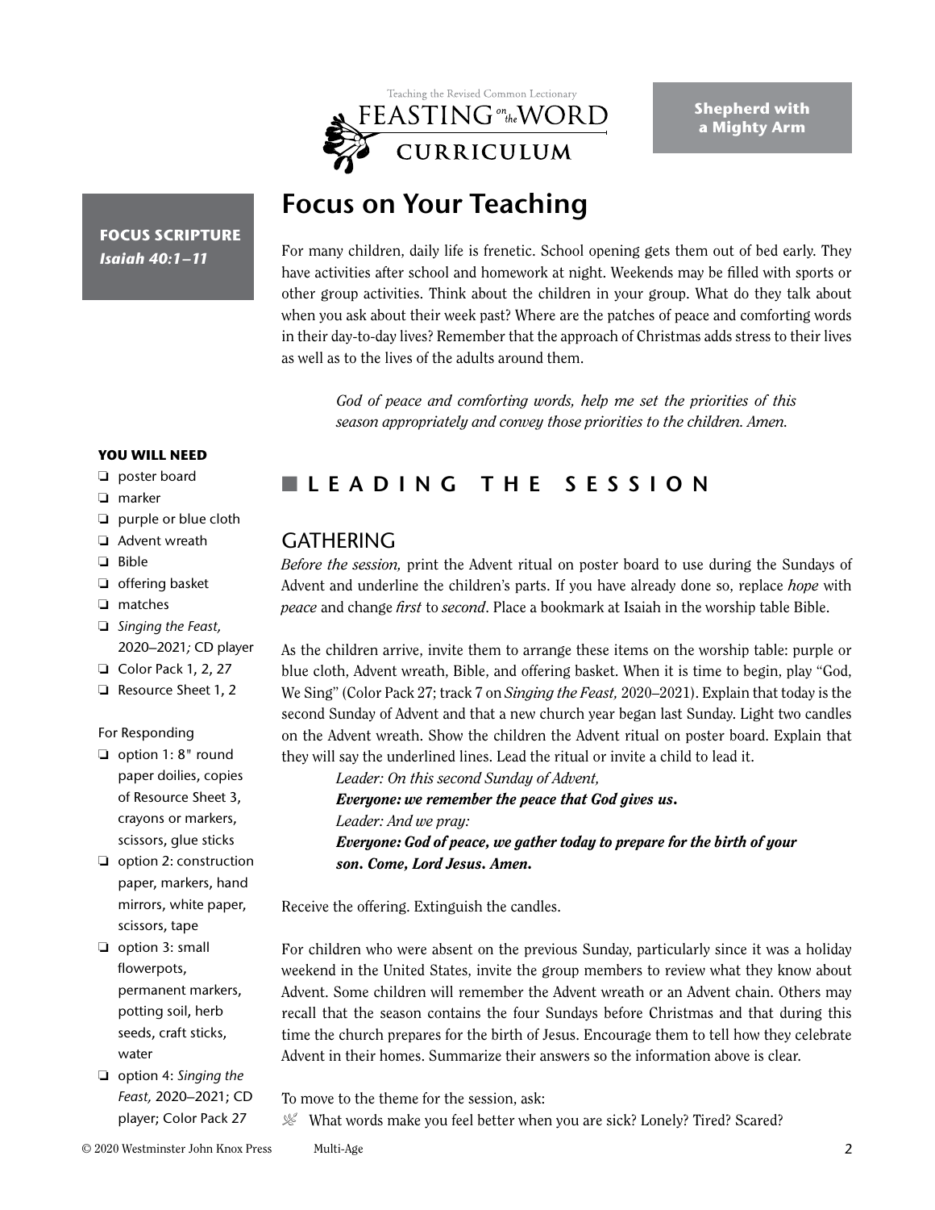**Shepherd with a Mighty Arm**

**FOCUS SCRIPTURE**
***Isaiah 40:1–11***

# Focus on Your Teaching

For many children, daily life is frenetic. School opening gets them out of bed early. They have activities after school and homework at night. Weekends may be filled with sports or other group activities. Think about the children in your group. What do they talk about when you ask about their week past? Where are the patches of peace and comforting words in their day-to-day lives? Remember that the approach of Christmas adds stress to their lives as well as to the lives of the adults around them.

> *God of peace and comforting words, help me set the priorities of this season appropriately and convey those priorities to the children. Amen.*

**YOU WILL NEED**

- ❏ poster board
- ❏ marker
- ❏ purple or blue cloth
- ❏ Advent wreath
- ❏ Bible
- ❏ offering basket
- ❏ matches
- ❏ *Singing the Feast,* 2020–2021*;* CD player
- ❏ Color Pack 1, 2, 27
- ❏ Resource Sheet 1, 2

For Responding

- ❏ option 1: 8" round paper doilies, copies of Resource Sheet 3, crayons or markers, scissors, glue sticks
- ❏ option 2: construction paper, markers, hand mirrors, white paper, scissors, tape
- ❏ option 3: small flowerpots, permanent markers, potting soil, herb seeds, craft sticks, water
- ❏ option 4: *Singing the Feast,* 2020–2021; CD player; Color Pack 27

## LEADING THE SESSION

### GATHERING

*Before the session,* print the Advent ritual on poster board to use during the Sundays of Advent and underline the children's parts. If you have already done so, replace *hope* with *peace* and change *first* to *second*. Place a bookmark at Isaiah in the worship table Bible.

As the children arrive, invite them to arrange these items on the worship table: purple or blue cloth, Advent wreath, Bible, and offering basket. When it is time to begin, play "God, We Sing" (Color Pack 27; track 7 on *Singing the Feast,* 2020–2021). Explain that today is the second Sunday of Advent and that a new church year began last Sunday. Light two candles on the Advent wreath. Show the children the Advent ritual on poster board. Explain that they will say the underlined lines. Lead the ritual or invite a child to lead it.

> *Leader: On this second Sunday of Advent,*
> ***Everyone: we remember the peace that God gives us.***
> *Leader: And we pray:*
> ***Everyone: God of peace, we gather today to prepare for the birth of your son. Come, Lord Jesus. Amen.***

Receive the offering. Extinguish the candles.

For children who were absent on the previous Sunday, particularly since it was a holiday weekend in the United States, invite the group members to review what they know about Advent. Some children will remember the Advent wreath or an Advent chain. Others may recall that the season contains the four Sundays before Christmas and that during this time the church prepares for the birth of Jesus. Encourage them to tell how they celebrate Advent in their homes. Summarize their answers so the information above is clear.

To move to the theme for the session, ask:

- What words make you feel better when you are sick? Lonely? Tired? Scared?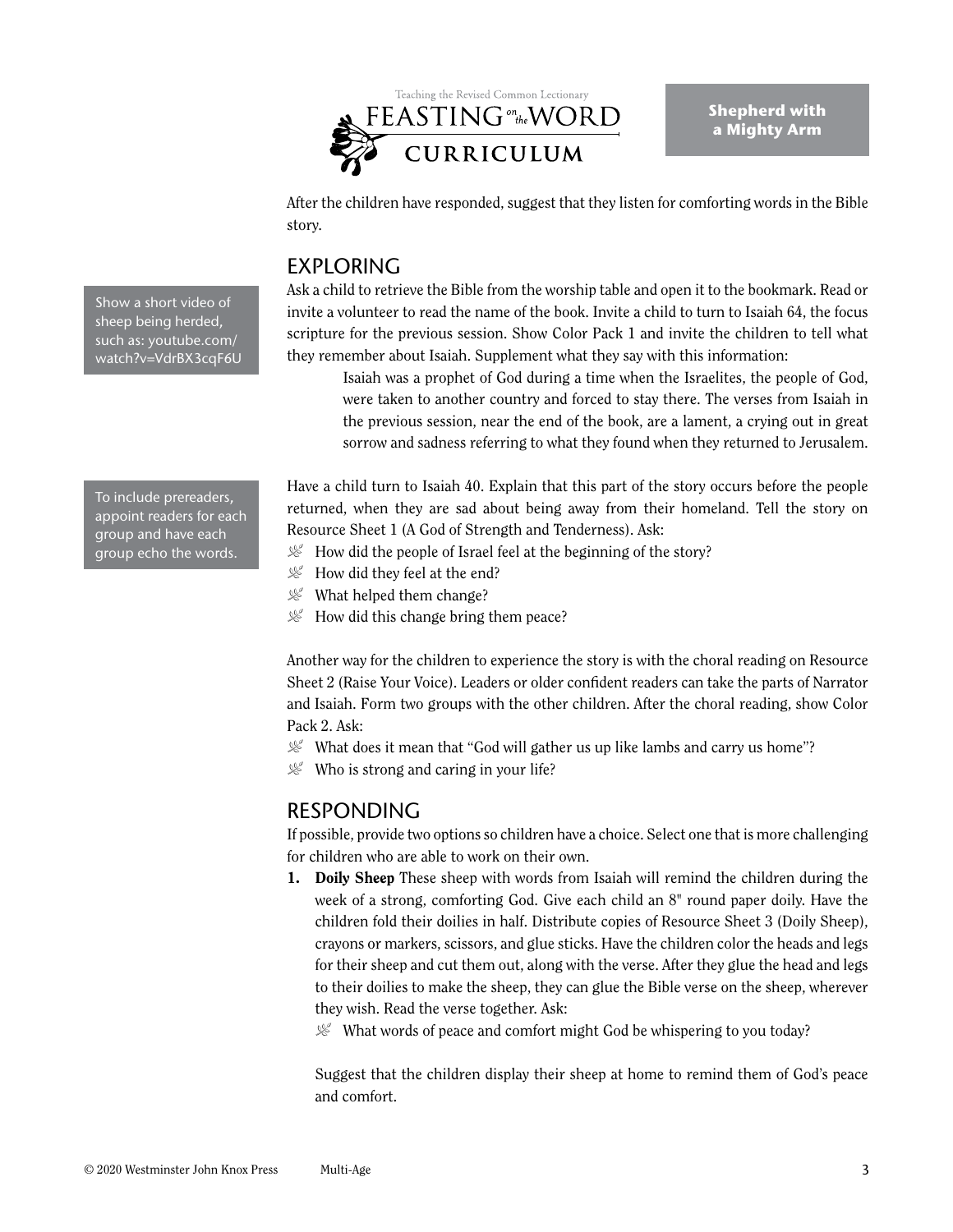After the children have responded, suggest that they listen for comforting words in the Bible story.

## EXPLORING

> Show a short video of sheep being herded, such as: youtube.com/watch?v=VdrBX3cqF6U

Ask a child to retrieve the Bible from the worship table and open it to the bookmark. Read or invite a volunteer to read the name of the book. Invite a child to turn to Isaiah 64, the focus scripture for the previous session. Show Color Pack 1 and invite the children to tell what they remember about Isaiah. Supplement what they say with this information:

> Isaiah was a prophet of God during a time when the Israelites, the people of God, were taken to another country and forced to stay there. The verses from Isaiah in the previous session, near the end of the book, are a lament, a crying out in great sorrow and sadness referring to what they found when they returned to Jerusalem.

> To include prereaders, appoint readers for each group and have each group echo the words.

Have a child turn to Isaiah 40. Explain that this part of the story occurs before the people returned, when they are sad about being away from their homeland. Tell the story on Resource Sheet 1 (A God of Strength and Tenderness). Ask:

- How did the people of Israel feel at the beginning of the story?
- How did they feel at the end?
- What helped them change?
- How did this change bring them peace?

Another way for the children to experience the story is with the choral reading on Resource Sheet 2 (Raise Your Voice). Leaders or older confident readers can take the parts of Narrator and Isaiah. Form two groups with the other children. After the choral reading, show Color Pack 2. Ask:

- What does it mean that "God will gather us up like lambs and carry us home"?
- Who is strong and caring in your life?

## RESPONDING

If possible, provide two options so children have a choice. Select one that is more challenging for children who are able to work on their own.

1. **Doily Sheep** These sheep with words from Isaiah will remind the children during the week of a strong, comforting God. Give each child an 8" round paper doily. Have the children fold their doilies in half. Distribute copies of Resource Sheet 3 (Doily Sheep), crayons or markers, scissors, and glue sticks. Have the children color the heads and legs for their sheep and cut them out, along with the verse. After they glue the head and legs to their doilies to make the sheep, they can glue the Bible verse on the sheep, wherever they wish. Read the verse together. Ask:
   - What words of peace and comfort might God be whispering to you today?

   Suggest that the children display their sheep at home to remind them of God's peace and comfort.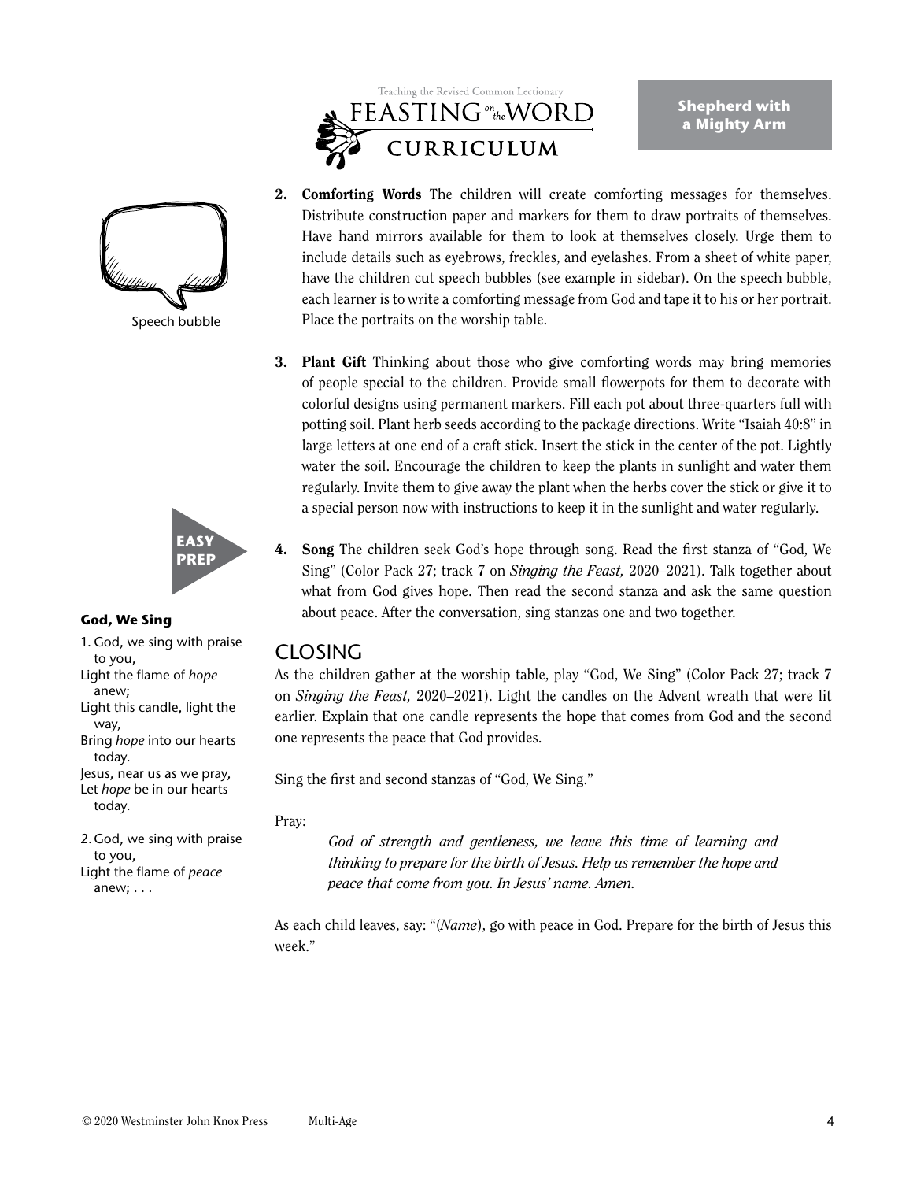2. **Comforting Words** The children will create comforting messages for themselves. Distribute construction paper and markers for them to draw portraits of themselves. Have hand mirrors available for them to look at themselves closely. Urge them to include details such as eyebrows, freckles, and eyelashes. From a sheet of white paper, have the children cut speech bubbles (see example in sidebar). On the speech bubble, each learner is to write a comforting message from God and tape it to his or her portrait. Place the portraits on the worship table.

Speech bubble

3. **Plant Gift** Thinking about those who give comforting words may bring memories of people special to the children. Provide small flowerpots for them to decorate with colorful designs using permanent markers. Fill each pot about three-quarters full with potting soil. Plant herb seeds according to the package directions. Write "Isaiah 40:8" in large letters at one end of a craft stick. Insert the stick in the center of the pot. Lightly water the soil. Encourage the children to keep the plants in sunlight and water them regularly. Invite them to give away the plant when the herbs cover the stick or give it to a special person now with instructions to keep it in the sunlight and water regularly.

EASY PREP

4. **Song** The children seek God's hope through song. Read the first stanza of "God, We Sing" (Color Pack 27; track 7 on *Singing the Feast,* 2020–2021). Talk together about what from God gives hope. Then read the second stanza and ask the same question about peace. After the conversation, sing stanzas one and two together.

**God, We Sing**

1. God, we sing with praise to you,
Light the flame of *hope* anew;
Light this candle, light the way,
Bring *hope* into our hearts today.
Jesus, near us as we pray,
Let *hope* be in our hearts today.

2. God, we sing with praise to you,
Light the flame of *peace* anew; . . .

## CLOSING

As the children gather at the worship table, play "God, We Sing" (Color Pack 27; track 7 on *Singing the Feast,* 2020–2021). Light the candles on the Advent wreath that were lit earlier. Explain that one candle represents the hope that comes from God and the second one represents the peace that God provides.

Sing the first and second stanzas of "God, We Sing."

Pray:

> *God of strength and gentleness, we leave this time of learning and thinking to prepare for the birth of Jesus. Help us remember the hope and peace that come from you. In Jesus' name. Amen.*

As each child leaves, say: "(*Name*), go with peace in God. Prepare for the birth of Jesus this week."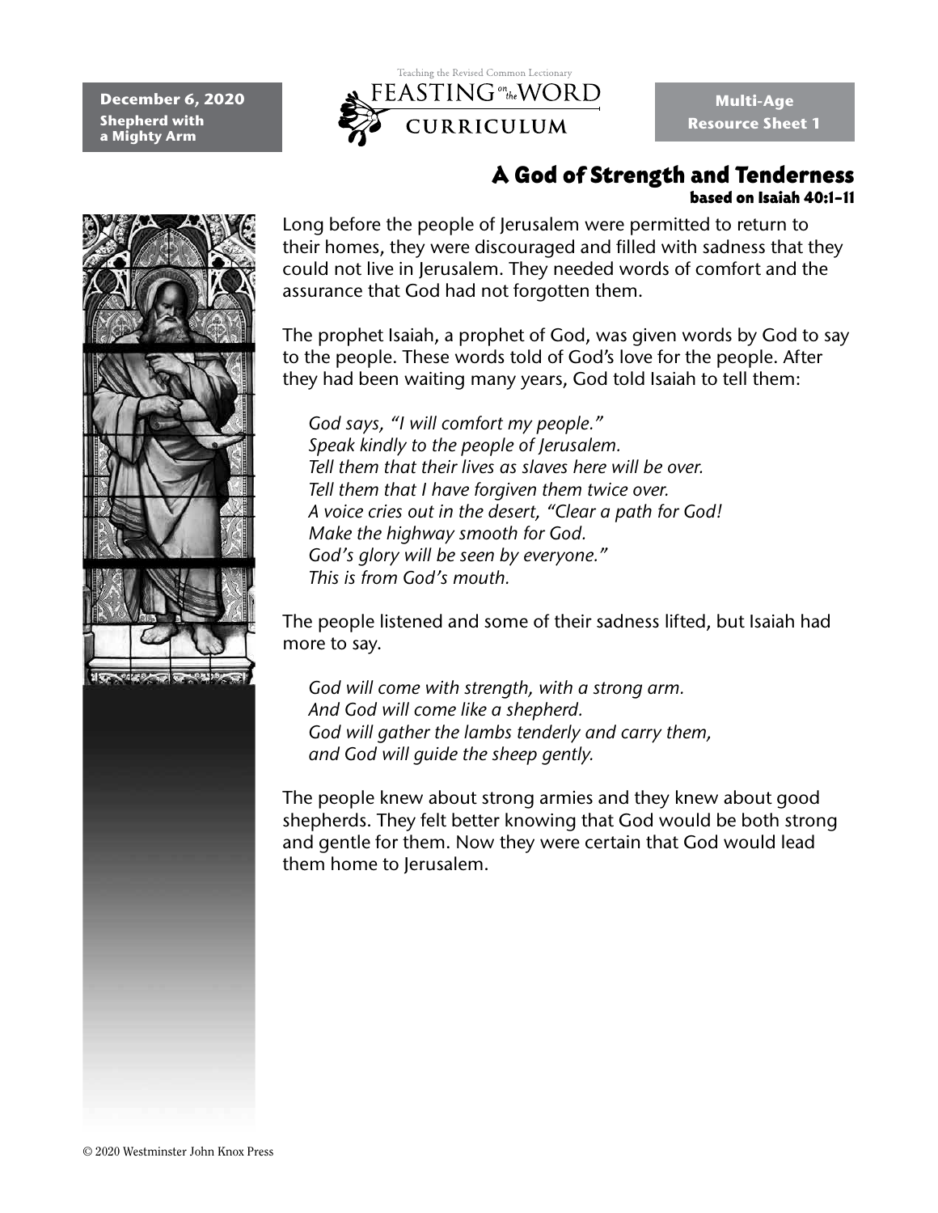**December 6, 2020**
**Shepherd with a Mighty Arm**

Teaching the Revised Common Lectionary
FEASTING on the WORD
CURRICULUM

**Multi-Age Resource Sheet 1**

# A God of Strength and Tenderness

**based on Isaiah 40:1–11**

Long before the people of Jerusalem were permitted to return to their homes, they were discouraged and filled with sadness that they could not live in Jerusalem. They needed words of comfort and the assurance that God had not forgotten them.

The prophet Isaiah, a prophet of God, was given words by God to say to the people. These words told of God's love for the people. After they had been waiting many years, God told Isaiah to tell them:

*God says, "I will comfort my people."*
*Speak kindly to the people of Jerusalem.*
*Tell them that their lives as slaves here will be over.*
*Tell them that I have forgiven them twice over.*
*A voice cries out in the desert, "Clear a path for God!*
*Make the highway smooth for God.*
*God's glory will be seen by everyone."*
*This is from God's mouth.*

The people listened and some of their sadness lifted, but Isaiah had more to say.

*God will come with strength, with a strong arm.*
*And God will come like a shepherd.*
*God will gather the lambs tenderly and carry them,*
*and God will guide the sheep gently.*

The people knew about strong armies and they knew about good shepherds. They felt better knowing that God would be both strong and gentle for them. Now they were certain that God would lead them home to Jerusalem.

© 2020 Westminster John Knox Press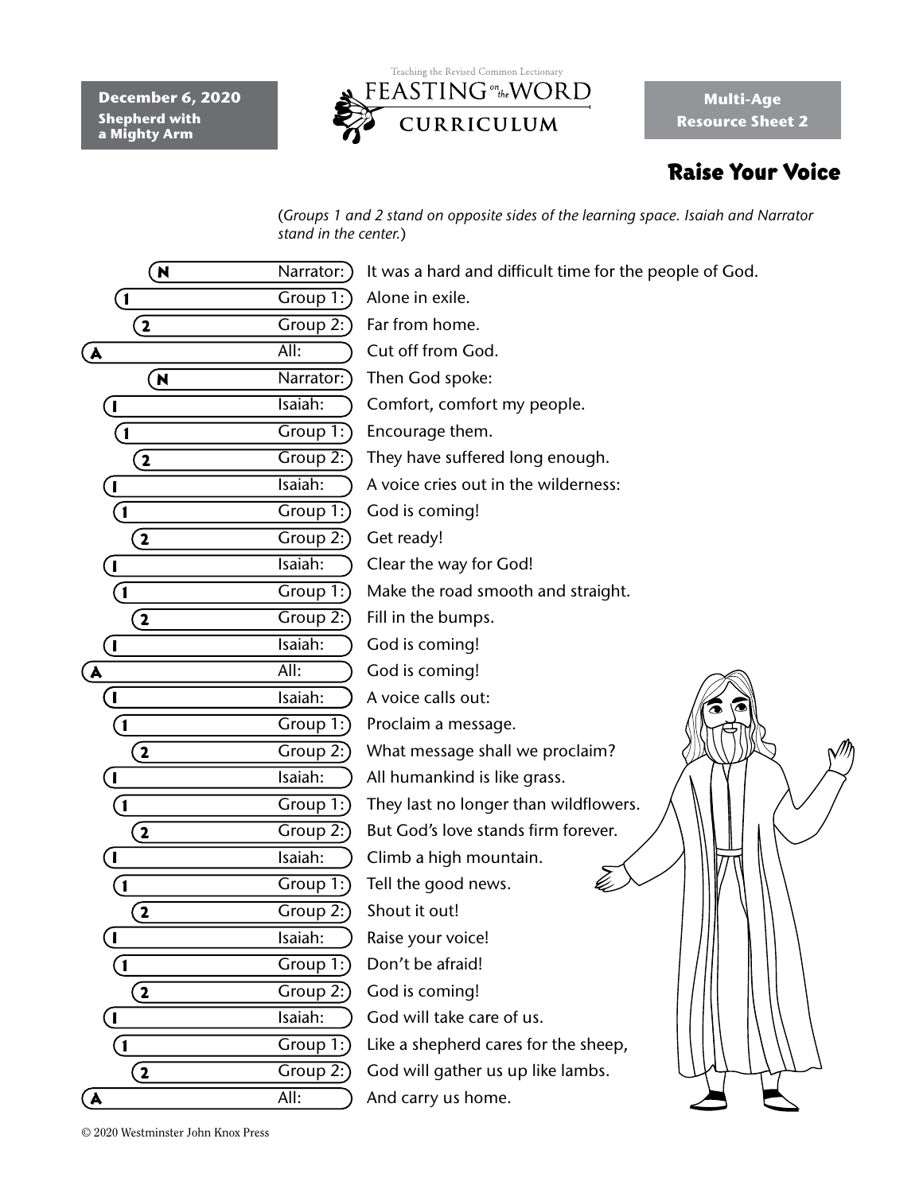December 6, 2020
**Shepherd with a Mighty Arm**

Teaching the Revised Common Lectionary
FEASTING on the WORD
CURRICULUM

**Multi-Age Resource Sheet 2**

## Raise Your Voice

*(Groups 1 and 2 stand on opposite sides of the learning space. Isaiah and Narrator stand in the center.)*

**Narrator:** It was a hard and difficult time for the people of God.
**Group 1:** Alone in exile.
**Group 2:** Far from home.
**All:** Cut off from God.
**Narrator:** Then God spoke:
**Isaiah:** Comfort, comfort my people.
**Group 1:** Encourage them.
**Group 2:** They have suffered long enough.
**Isaiah:** A voice cries out in the wilderness:
**Group 1:** God is coming!
**Group 2:** Get ready!
**Isaiah:** Clear the way for God!
**Group 1:** Make the road smooth and straight.
**Group 2:** Fill in the bumps.
**Isaiah:** God is coming!
**All:** God is coming!
**Isaiah:** A voice calls out:
**Group 1:** Proclaim a message.
**Group 2:** What message shall we proclaim?
**Isaiah:** All humankind is like grass.
**Group 1:** They last no longer than wildflowers.
**Group 2:** But God's love stands firm forever.
**Isaiah:** Climb a high mountain.
**Group 1:** Tell the good news.
**Group 2:** Shout it out!
**Isaiah:** Raise your voice!
**Group 1:** Don't be afraid!
**Group 2:** God is coming!
**Isaiah:** God will take care of us.
**Group 1:** Like a shepherd cares for the sheep,
**Group 2:** God will gather us up like lambs.
**All:** And carry us home.

© 2020 Westminster John Knox Press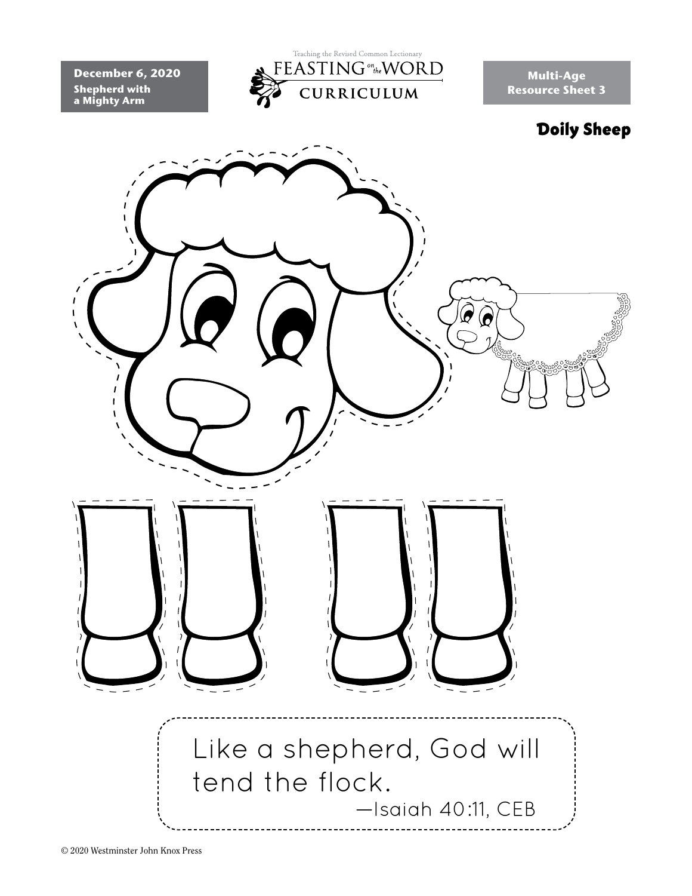**December 6, 2020**
**Shepherd with a Mighty Arm**

Teaching the Revised Common Lectionary
FEASTING on the WORD
CURRICULUM

**Multi-Age Resource Sheet 3**

## Doily Sheep

Like a shepherd, God will tend the flock.
—Isaiah 40:11, CEB

© 2020 Westminster John Knox Press